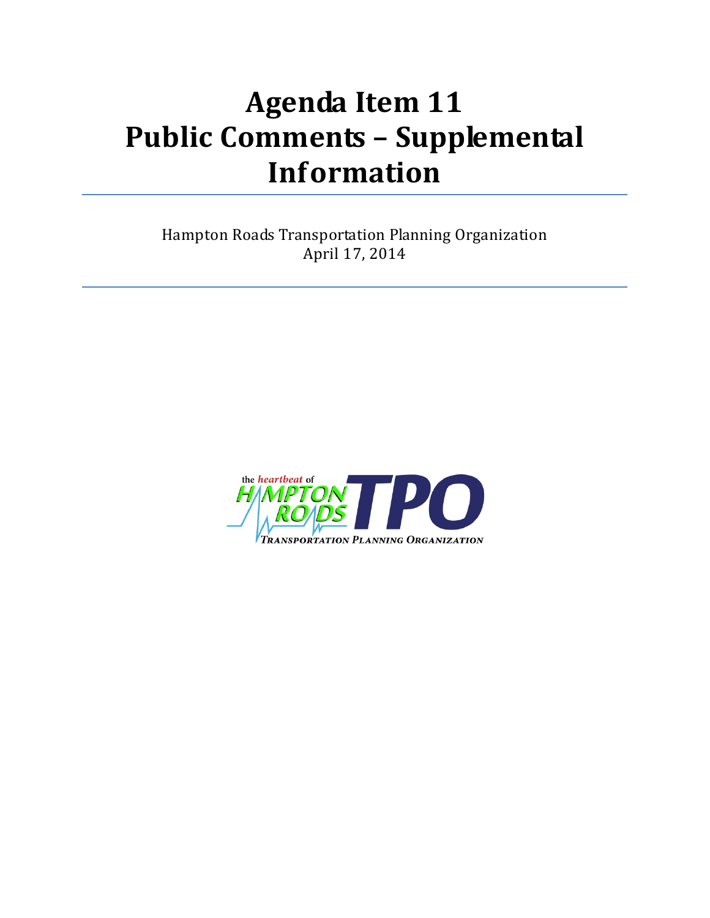# Agenda Item 11
# Public Comments – Supplemental Information

---

Hampton Roads Transportation Planning Organization
April 17, 2014

---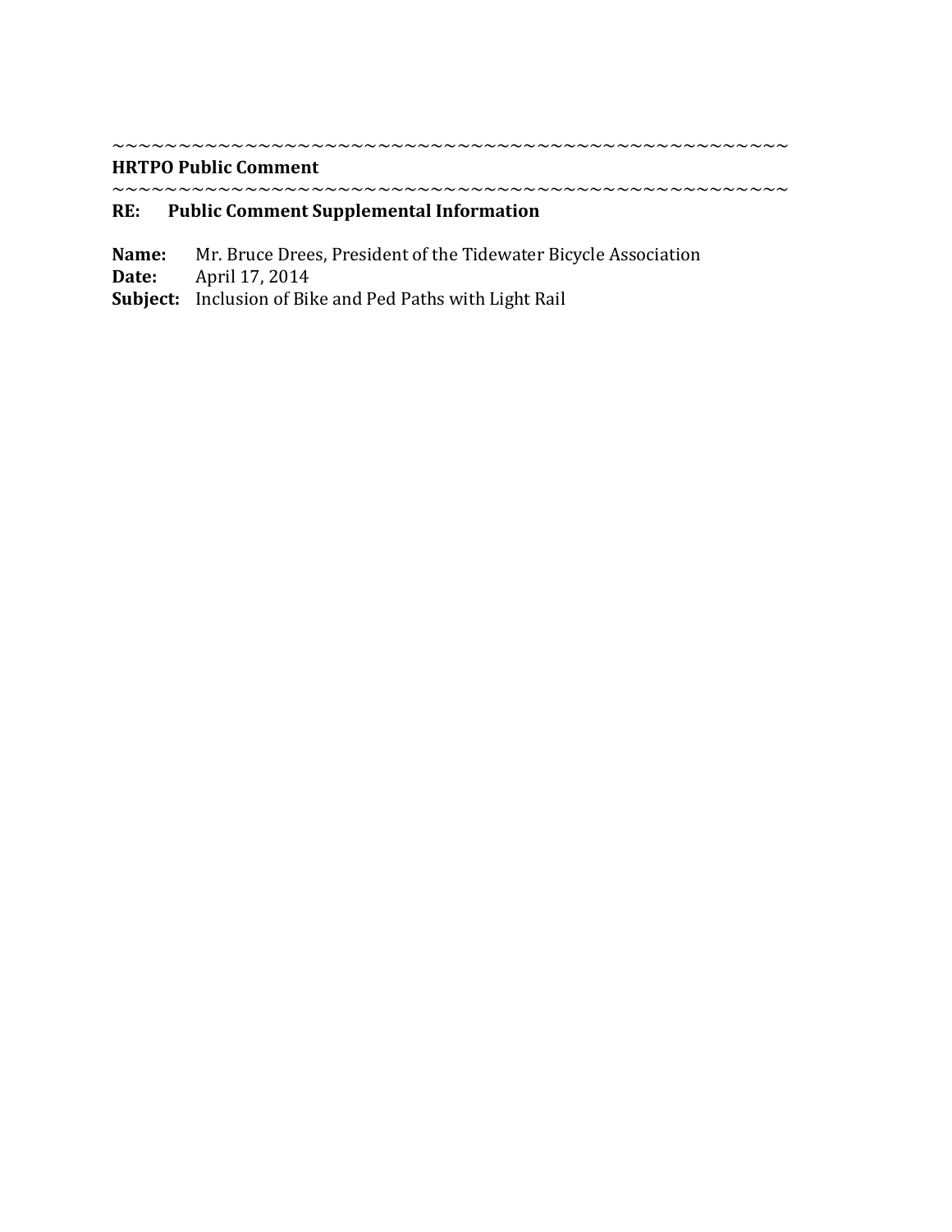~~~~~~~~~~~~~~~~~~~~~~~~~~~~~~~~~~~~~~~~~~~~~~~~~~~~~~~

**HRTPO Public Comment**

~~~~~~~~~~~~~~~~~~~~~~~~~~~~~~~~~~~~~~~~~~~~~~~~~~~~~~~

**RE: Public Comment Supplemental Information**

**Name:** Mr. Bruce Drees, President of the Tidewater Bicycle Association
**Date:** April 17, 2014
**Subject:** Inclusion of Bike and Ped Paths with Light Rail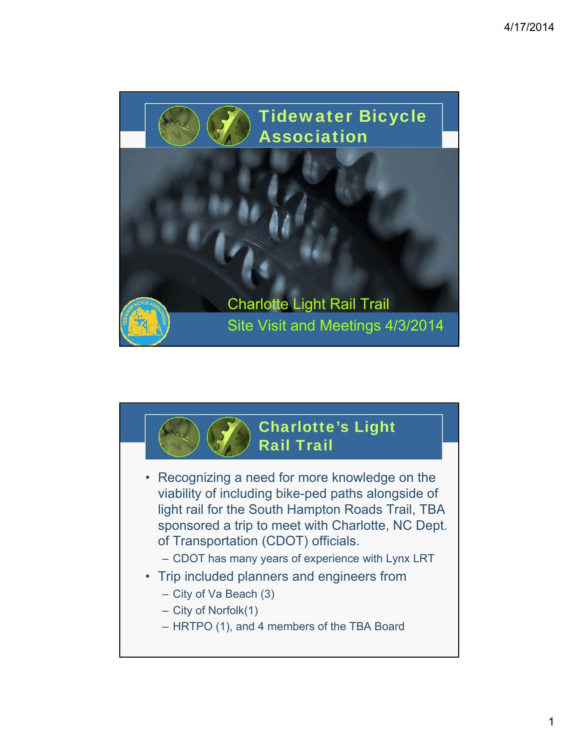# Tidewater Bicycle Association

Charlotte Light Rail Trail

Site Visit and Meetings 4/3/2014

# Charlotte's Light Rail Trail

- Recognizing a need for more knowledge on the viability of including bike-ped paths alongside of light rail for the South Hampton Roads Trail, TBA sponsored a trip to meet with Charlotte, NC Dept. of Transportation (CDOT) officials.
  - CDOT has many years of experience with Lynx LRT
- Trip included planners and engineers from
  - City of Va Beach (3)
  - City of Norfolk(1)
  - HRTPO (1), and 4 members of the TBA Board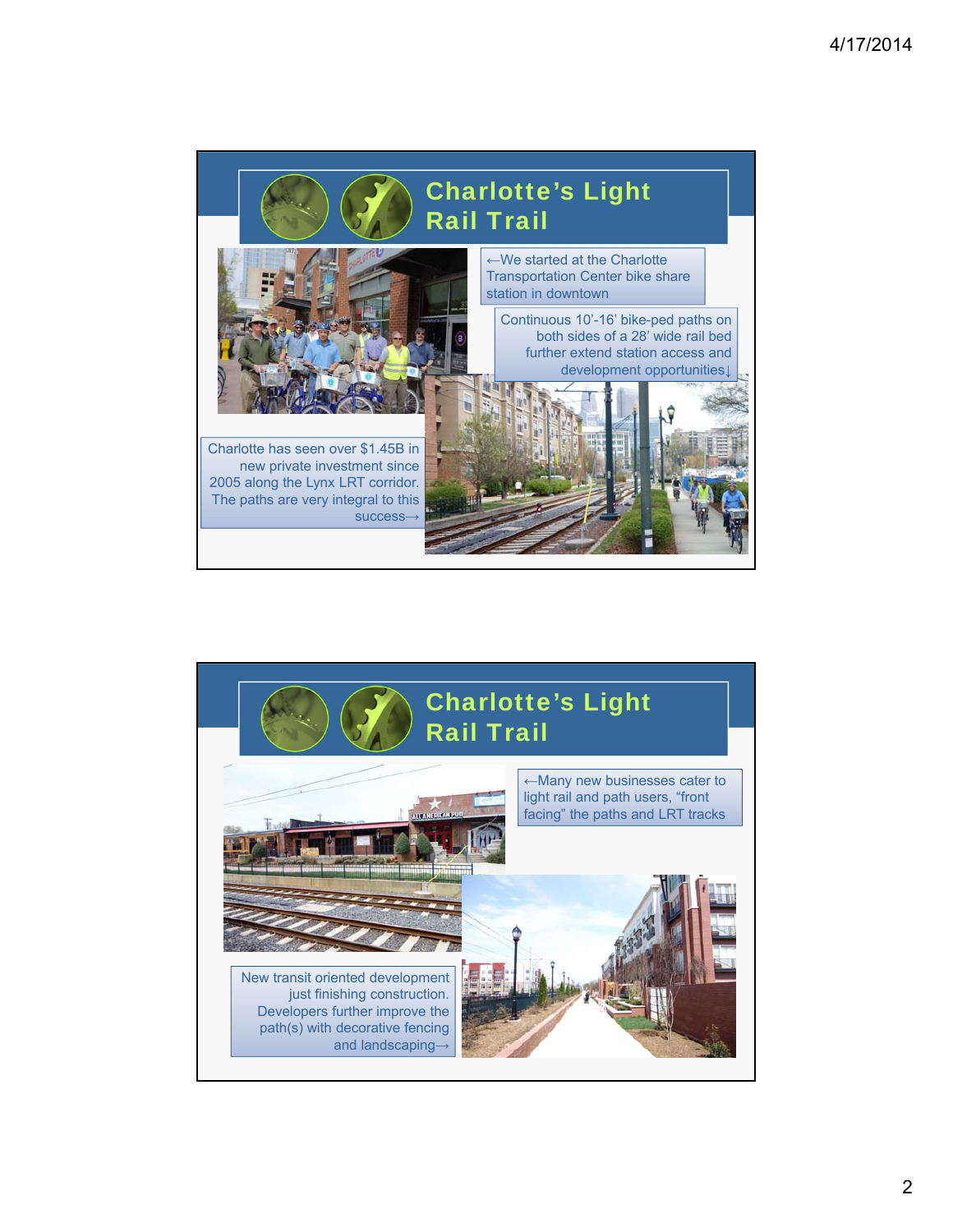## Charlotte's Light Rail Trail

←We started at the Charlotte Transportation Center bike share station in downtown

Continuous 10'-16' bike-ped paths on both sides of a 28' wide rail bed further extend station access and development opportunities↓

Charlotte has seen over $1.45B in new private investment since 2005 along the Lynx LRT corridor. The paths are very integral to this success→

## Charlotte's Light Rail Trail

←Many new businesses cater to light rail and path users, "front facing" the paths and LRT tracks

New transit oriented development just finishing construction. Developers further improve the path(s) with decorative fencing and landscaping→